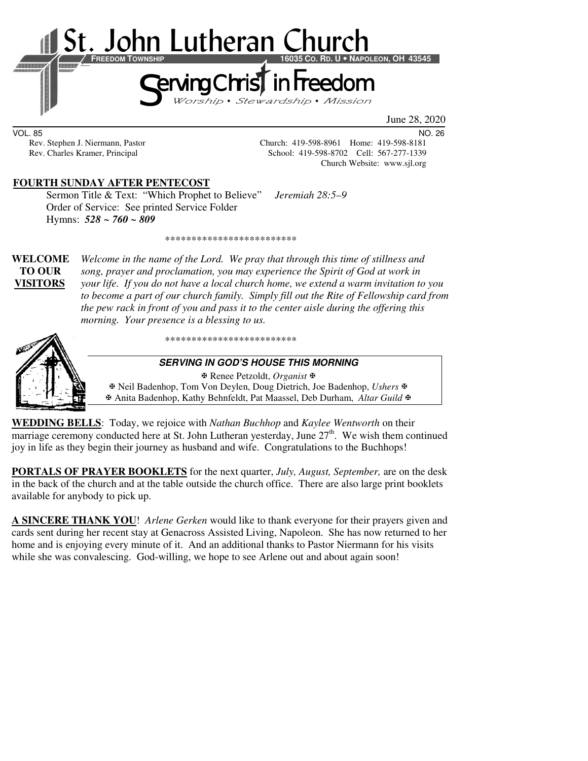# St. John Lutheran Church

**FREEDOM TOWNSHIP** **16035 CO. RD. U • NAPOLEON, OH 43545**

## Serving Christ in Freedom

*Worship • Stewardship • Mission*

June 28, 2020

VOL. 85 NO. 26

Rev. Stephen J. Niermann, Pastor — Church: 419-598-8961 Home: 419-598-8181

Rev. Charles Kramer, Principal — School: 419-598-8702 Cell: 567-277-1339

Church Website: www.sjl.org

**FOURTH SUNDAY AFTER PENTECOST**

Sermon Title & Text: "Which Prophet to Believe" *Jeremiah 28:5–9*

Order of Service: See printed Service Folder

Hymns: ***528 ~ 760 ~ 809***

*************************

**WELCOME TO OUR VISITORS** *Welcome in the name of the Lord. We pray that through this time of stillness and song, prayer and proclamation, you may experience the Spirit of God at work in your life. If you do not have a local church home, we extend a warm invitation to you to become a part of our church family. Simply fill out the Rite of Fellowship card from the pew rack in front of you and pass it to the center aisle during the offering this morning. Your presence is a blessing to us.*

*************************

***SERVING IN GOD'S HOUSE THIS MORNING***

✠ Renee Petzoldt, *Organist* ✠

✠ Neil Badenhop, Tom Von Deylen, Doug Dietrich, Joe Badenhop, *Ushers* ✠

✠ Anita Badenhop, Kathy Behnfeldt, Pat Maassel, Deb Durham, *Altar Guild* ✠

**WEDDING BELLS**: Today, we rejoice with *Nathan Buchhop* and *Kaylee Wentworth* on their marriage ceremony conducted here at St. John Lutheran yesterday, June 27th. We wish them continued joy in life as they begin their journey as husband and wife. Congratulations to the Buchhops!

**PORTALS OF PRAYER BOOKLETS** for the next quarter, *July, August, September,* are on the desk in the back of the church and at the table outside the church office. There are also large print booklets available for anybody to pick up.

**A SINCERE THANK YOU**! *Arlene Gerken* would like to thank everyone for their prayers given and cards sent during her recent stay at Genacross Assisted Living, Napoleon. She has now returned to her home and is enjoying every minute of it. And an additional thanks to Pastor Niermann for his visits while she was convalescing. God-willing, we hope to see Arlene out and about again soon!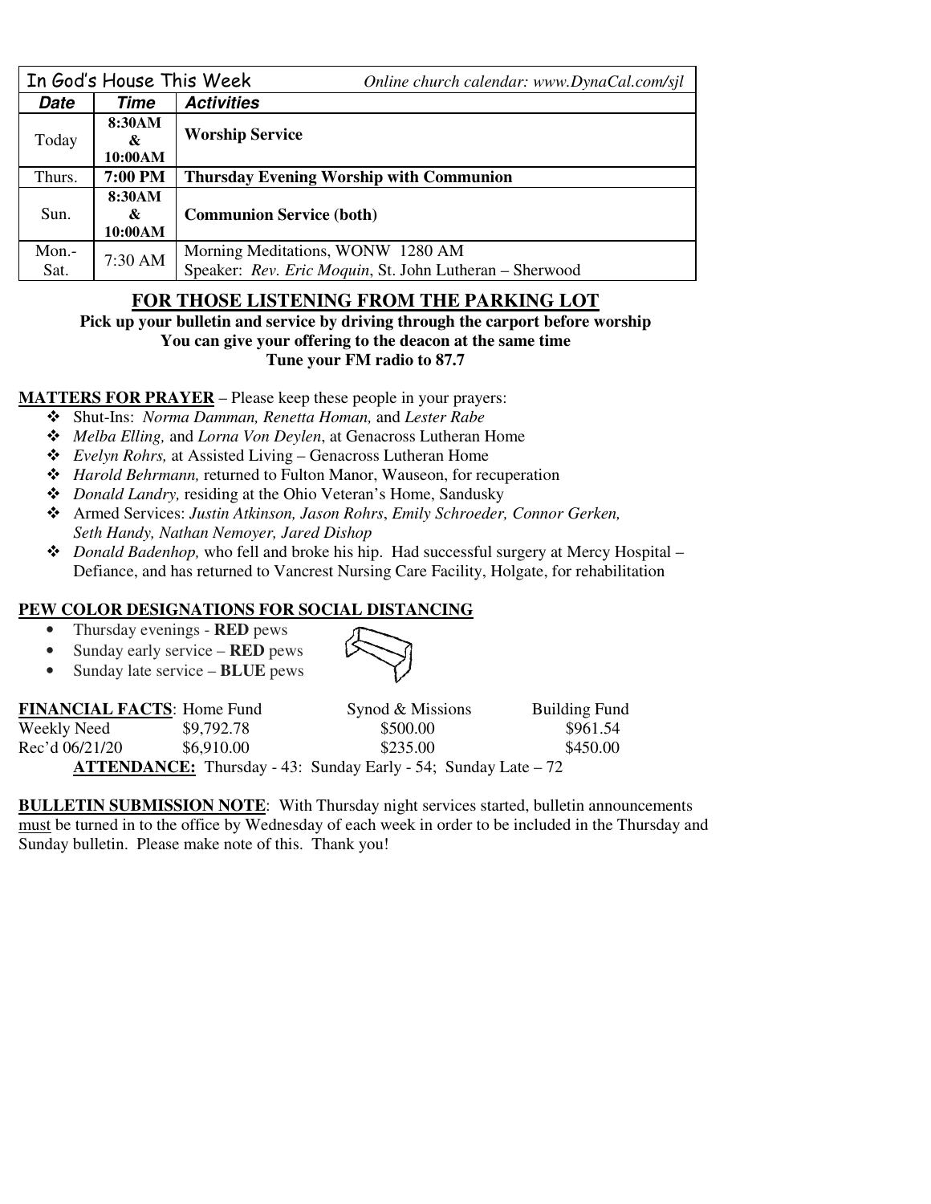| In God's House This Week | | *Online church calendar: www.DynaCal.com/sjl* |
|---|---|---|
| ***Date*** | ***Time*** | ***Activities*** |
| Today | **8:30AM & 10:00AM** | **Worship Service** |
| Thurs. | **7:00 PM** | **Thursday Evening Worship with Communion** |
| Sun. | **8:30AM & 10:00AM** | **Communion Service (both)** |
| Mon.-Sat. | 7:30 AM | Morning Meditations, WONW 1280 AM<br>Speaker: *Rev. Eric Moquin*, St. John Lutheran – Sherwood |

## FOR THOSE LISTENING FROM THE PARKING LOT

**Pick up your bulletin and service by driving through the carport before worship**
**You can give your offering to the deacon at the same time**
**Tune your FM radio to 87.7**

**MATTERS FOR PRAYER** – Please keep these people in your prayers:

- Shut-Ins: *Norma Damman, Renetta Homan,* and *Lester Rabe*
- *Melba Elling,* and *Lorna Von Deylen*, at Genacross Lutheran Home
- *Evelyn Rohrs,* at Assisted Living – Genacross Lutheran Home
- *Harold Behrmann,* returned to Fulton Manor, Wauseon, for recuperation
- *Donald Landry,* residing at the Ohio Veteran's Home, Sandusky
- Armed Services: *Justin Atkinson, Jason Rohrs*, *Emily Schroeder, Connor Gerken, Seth Handy, Nathan Nemoyer, Jared Dishop*
- *Donald Badenhop,* who fell and broke his hip. Had successful surgery at Mercy Hospital – Defiance, and has returned to Vancrest Nursing Care Facility, Holgate, for rehabilitation

**PEW COLOR DESIGNATIONS FOR SOCIAL DISTANCING**

- Thursday evenings - **RED** pews
- Sunday early service – **RED** pews
- Sunday late service – **BLUE** pews

| **FINANCIAL FACTS**: | Home Fund | Synod & Missions | Building Fund |
|---|---|---|---|
| Weekly Need | $9,792.78 | $500.00 | $961.54 |
| Rec'd 06/21/20 | $6,910.00 | $235.00 | $450.00 |

**ATTENDANCE:** Thursday - 43: Sunday Early - 54; Sunday Late – 72

**BULLETIN SUBMISSION NOTE**: With Thursday night services started, bulletin announcements must be turned in to the office by Wednesday of each week in order to be included in the Thursday and Sunday bulletin. Please make note of this. Thank you!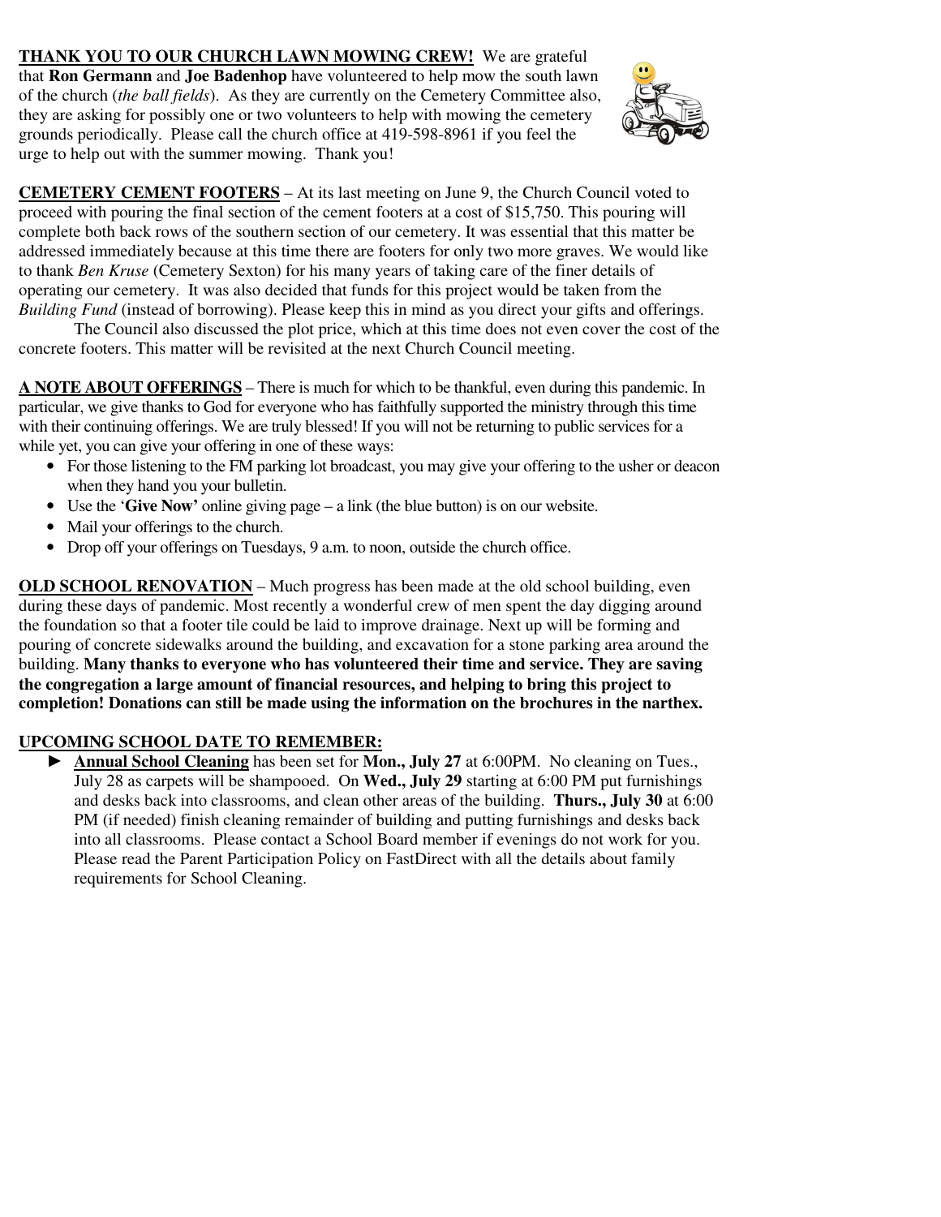**<u>THANK YOU TO OUR CHURCH LAWN MOWING CREW!</u>** We are grateful that **Ron Germann** and **Joe Badenhop** have volunteered to help mow the south lawn of the church (*the ball fields*). As they are currently on the Cemetery Committee also, they are asking for possibly one or two volunteers to help with mowing the cemetery grounds periodically. Please call the church office at 419-598-8961 if you feel the urge to help out with the summer mowing. Thank you!

**<u>CEMETERY CEMENT FOOTERS</u>** – At its last meeting on June 9, the Church Council voted to proceed with pouring the final section of the cement footers at a cost of $15,750. This pouring will complete both back rows of the southern section of our cemetery. It was essential that this matter be addressed immediately because at this time there are footers for only two more graves. We would like to thank *Ben Kruse* (Cemetery Sexton) for his many years of taking care of the finer details of operating our cemetery. It was also decided that funds for this project would be taken from the *Building Fund* (instead of borrowing). Please keep this in mind as you direct your gifts and offerings.

The Council also discussed the plot price, which at this time does not even cover the cost of the concrete footers. This matter will be revisited at the next Church Council meeting.

**<u>A NOTE ABOUT OFFERINGS</u>** – There is much for which to be thankful, even during this pandemic. In particular, we give thanks to God for everyone who has faithfully supported the ministry through this time with their continuing offerings. We are truly blessed! If you will not be returning to public services for a while yet, you can give your offering in one of these ways:

- For those listening to the FM parking lot broadcast, you may give your offering to the usher or deacon when they hand you your bulletin.
- Use the '**Give Now'** online giving page – a link (the blue button) is on our website.
- Mail your offerings to the church.
- Drop off your offerings on Tuesdays, 9 a.m. to noon, outside the church office.

**<u>OLD SCHOOL RENOVATION</u>** – Much progress has been made at the old school building, even during these days of pandemic. Most recently a wonderful crew of men spent the day digging around the foundation so that a footer tile could be laid to improve drainage. Next up will be forming and pouring of concrete sidewalks around the building, and excavation for a stone parking area around the building. **Many thanks to everyone who has volunteered their time and service. They are saving the congregation a large amount of financial resources, and helping to bring this project to completion! Donations can still be made using the information on the brochures in the narthex.**

**<u>UPCOMING SCHOOL DATE TO REMEMBER:</u>**

► **<u>Annual School Cleaning</u>** has been set for **Mon., July 27** at 6:00PM. No cleaning on Tues., July 28 as carpets will be shampooed. On **Wed., July 29** starting at 6:00 PM put furnishings and desks back into classrooms, and clean other areas of the building. **Thurs., July 30** at 6:00 PM (if needed) finish cleaning remainder of building and putting furnishings and desks back into all classrooms. Please contact a School Board member if evenings do not work for you. Please read the Parent Participation Policy on FastDirect with all the details about family requirements for School Cleaning.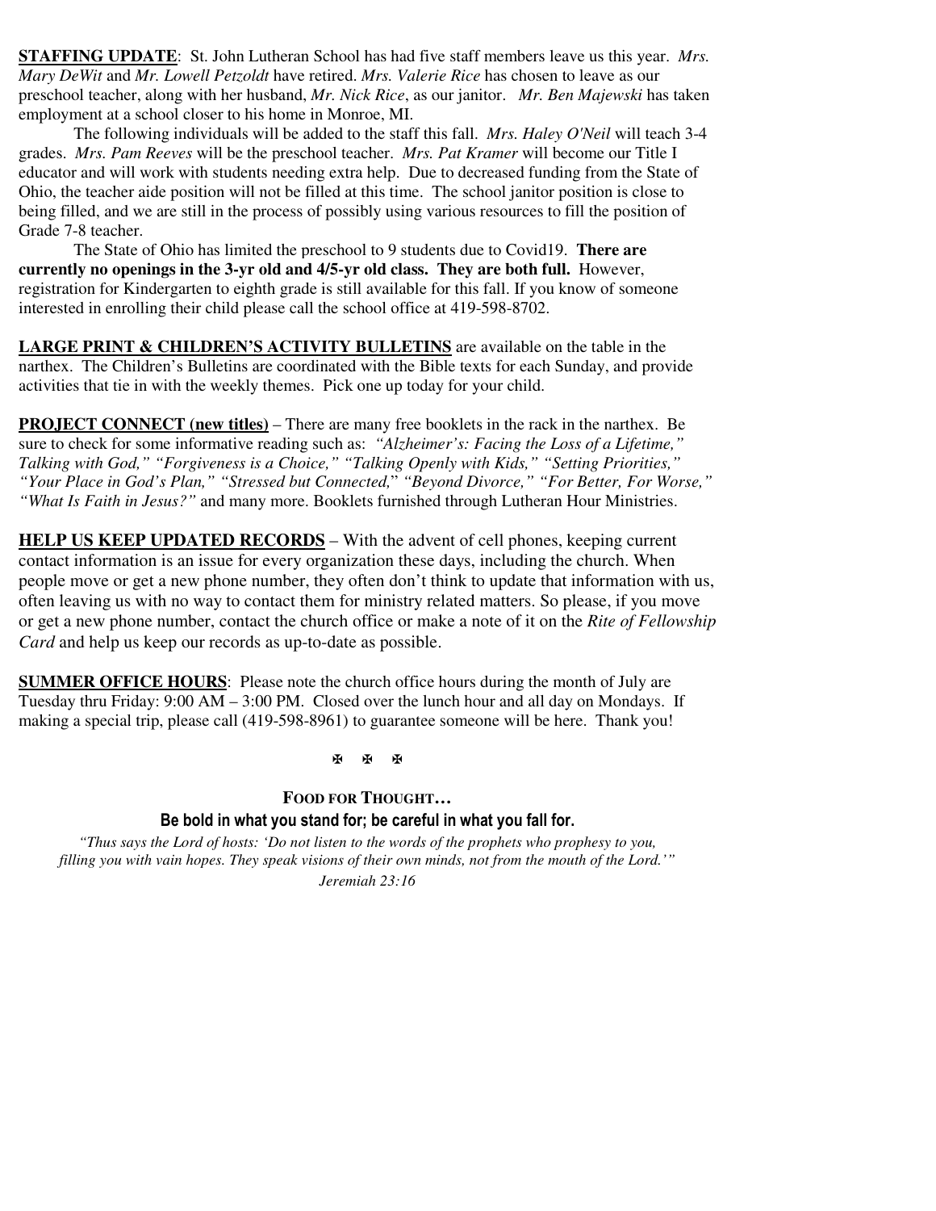**STAFFING UPDATE**: St. John Lutheran School has had five staff members leave us this year. *Mrs. Mary DeWit* and *Mr. Lowell Petzoldt* have retired. *Mrs. Valerie Rice* has chosen to leave as our preschool teacher, along with her husband, *Mr. Nick Rice*, as our janitor. *Mr. Ben Majewski* has taken employment at a school closer to his home in Monroe, MI.

The following individuals will be added to the staff this fall. *Mrs. Haley O'Neil* will teach 3-4 grades. *Mrs. Pam Reeves* will be the preschool teacher. *Mrs. Pat Kramer* will become our Title I educator and will work with students needing extra help. Due to decreased funding from the State of Ohio, the teacher aide position will not be filled at this time. The school janitor position is close to being filled, and we are still in the process of possibly using various resources to fill the position of Grade 7-8 teacher.

The State of Ohio has limited the preschool to 9 students due to Covid19. **There are currently no openings in the 3-yr old and 4/5-yr old class. They are both full.** However, registration for Kindergarten to eighth grade is still available for this fall. If you know of someone interested in enrolling their child please call the school office at 419-598-8702.

**LARGE PRINT & CHILDREN'S ACTIVITY BULLETINS** are available on the table in the narthex. The Children's Bulletins are coordinated with the Bible texts for each Sunday, and provide activities that tie in with the weekly themes. Pick one up today for your child.

**PROJECT CONNECT (new titles)** – There are many free booklets in the rack in the narthex. Be sure to check for some informative reading such as: *"Alzheimer's: Facing the Loss of a Lifetime," Talking with God," "Forgiveness is a Choice," "Talking Openly with Kids," "Setting Priorities," "Your Place in God's Plan," "Stressed but Connected," "Beyond Divorce," "For Better, For Worse," "What Is Faith in Jesus?"* and many more. Booklets furnished through Lutheran Hour Ministries.

**HELP US KEEP UPDATED RECORDS** – With the advent of cell phones, keeping current contact information is an issue for every organization these days, including the church. When people move or get a new phone number, they often don't think to update that information with us, often leaving us with no way to contact them for ministry related matters. So please, if you move or get a new phone number, contact the church office or make a note of it on the *Rite of Fellowship Card* and help us keep our records as up-to-date as possible.

**SUMMER OFFICE HOURS**: Please note the church office hours during the month of July are Tuesday thru Friday: 9:00 AM – 3:00 PM. Closed over the lunch hour and all day on Mondays. If making a special trip, please call (419-598-8961) to guarantee someone will be here. Thank you!

✠ ✠ ✠

**FOOD FOR THOUGHT…**

**Be bold in what you stand for; be careful in what you fall for.**

*"Thus says the Lord of hosts: 'Do not listen to the words of the prophets who prophesy to you, filling you with vain hopes. They speak visions of their own minds, not from the mouth of the Lord.'"*

*Jeremiah 23:16*